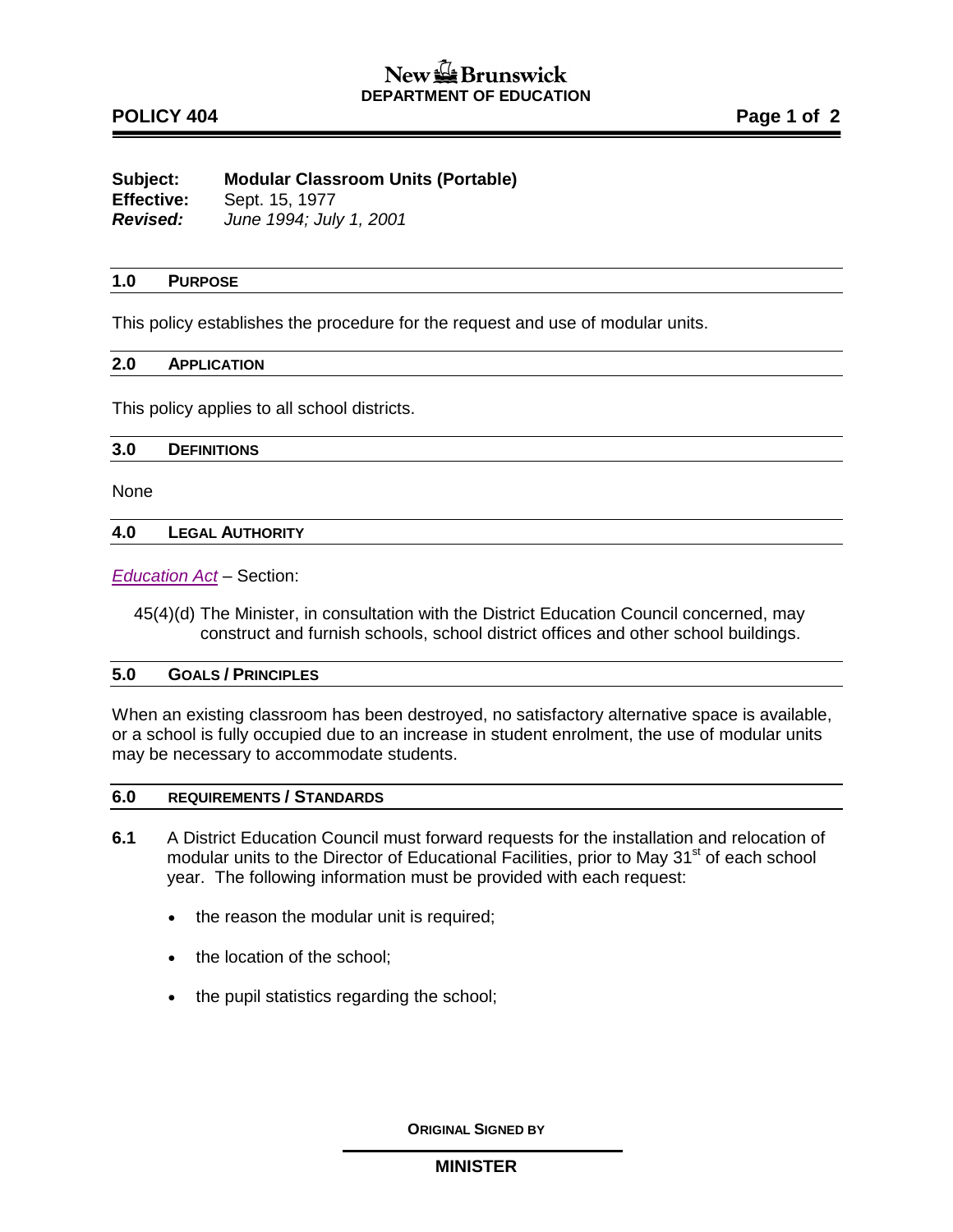New Brunswick
**DEPARTMENT OF EDUCATION**

**POLICY 404**

**Subject:** **Modular Classroom Units (Portable)**
**Effective:** Sept. 15, 1977
***Revised:*** *June 1994; July 1, 2001*

## 1.0 PURPOSE

This policy establishes the procedure for the request and use of modular units.

## 2.0 APPLICATION

This policy applies to all school districts.

## 3.0 DEFINITIONS

None

## 4.0 LEGAL AUTHORITY

*Education Act* – Section:

45(4)(d) The Minister, in consultation with the District Education Council concerned, may construct and furnish schools, school district offices and other school buildings.

## 5.0 GOALS / PRINCIPLES

When an existing classroom has been destroyed, no satisfactory alternative space is available, or a school is fully occupied due to an increase in student enrolment, the use of modular units may be necessary to accommodate students.

## 6.0 REQUIREMENTS / STANDARDS

**6.1** A District Education Council must forward requests for the installation and relocation of modular units to the Director of Educational Facilities, prior to May 31st of each school year. The following information must be provided with each request:

- the reason the modular unit is required;
- the location of the school;
- the pupil statistics regarding the school;

**ORIGINAL SIGNED BY**

**MINISTER**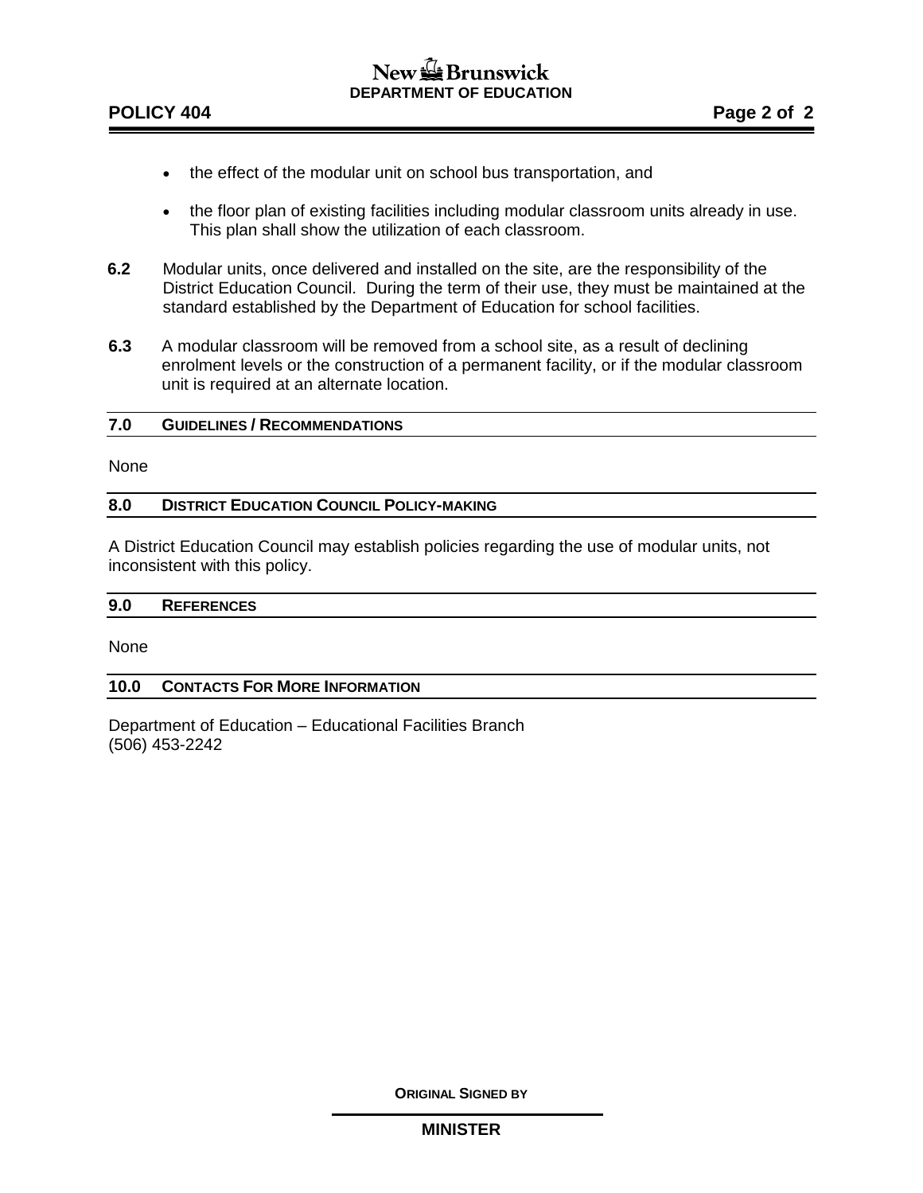- the effect of the modular unit on school bus transportation, and
- the floor plan of existing facilities including modular classroom units already in use. This plan shall show the utilization of each classroom.

**6.2** Modular units, once delivered and installed on the site, are the responsibility of the District Education Council. During the term of their use, they must be maintained at the standard established by the Department of Education for school facilities.

**6.3** A modular classroom will be removed from a school site, as a result of declining enrolment levels or the construction of a permanent facility, or if the modular classroom unit is required at an alternate location.

## 7.0 GUIDELINES / RECOMMENDATIONS

None

## 8.0 DISTRICT EDUCATION COUNCIL POLICY-MAKING

A District Education Council may establish policies regarding the use of modular units, not inconsistent with this policy.

## 9.0 REFERENCES

None

## 10.0 CONTACTS FOR MORE INFORMATION

Department of Education – Educational Facilities Branch
(506) 453-2242

ORIGINAL SIGNED BY

**MINISTER**